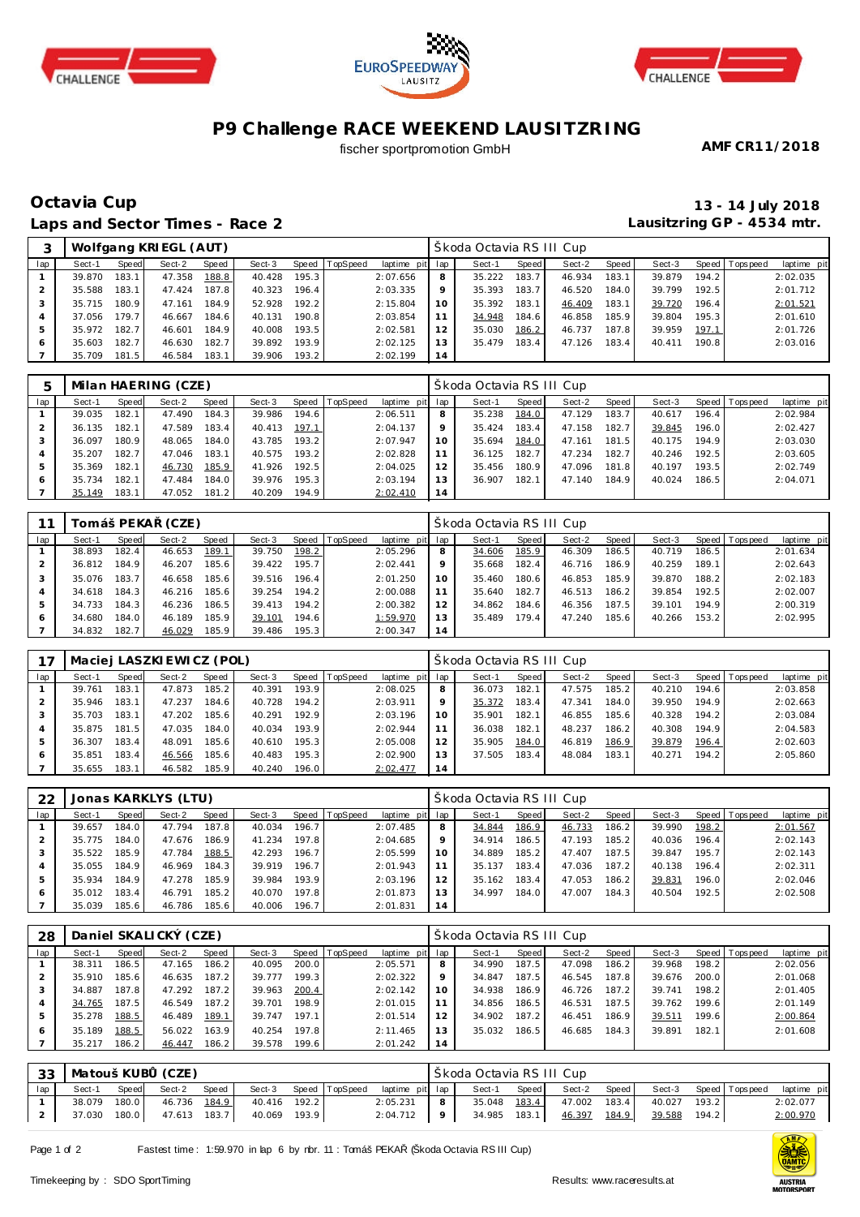# P9 Challenge RACE WEEKEND LAUSITZRING

fischer sportpromotion GmbH

**AMF CR11/2018**

## Octavia Cup

**13 - 14 July 2018**

## Laps and Sector Times - Race 2

**Lausitzring GP - 4534 mtr.**

### 3 Wolfgang KRIEGL (AUT) — Škoda Octavia RS III Cup

| lap | Sect-1 | Speed | Sect-2 | Speed | Sect-3 | Speed | TopSpeed | laptime pit | lap | Sect-1 | Speed | Sect-2 | Speed | Sect-3 | Speed | Topspeed | laptime pit |
|---|---|---|---|---|---|---|---|---|---|---|---|---|---|---|---|---|---|
| 1 | 39.870 | 183.1 | 47.358 | 188.8 | 40.428 | 195.3 | | 2:07.656 | 8 | 35.222 | 183.7 | 46.934 | 183.1 | 39.879 | 194.2 | | 2:02.035 |
| 2 | 35.588 | 183.1 | 47.424 | 187.8 | 40.323 | 196.4 | | 2:03.335 | 9 | 35.393 | 183.7 | 46.520 | 184.0 | 39.799 | 192.5 | | 2:01.712 |
| 3 | 35.715 | 180.9 | 47.161 | 184.9 | 52.928 | 192.2 | | 2:15.804 | 10 | 35.392 | 183.1 | 46.409 | 183.1 | 39.720 | 196.4 | | 2:01.521 |
| 4 | 37.056 | 179.7 | 46.667 | 184.6 | 40.131 | 190.8 | | 2:03.854 | 11 | 34.948 | 184.6 | 46.858 | 185.9 | 39.804 | 195.3 | | 2:01.610 |
| 5 | 35.972 | 182.7 | 46.601 | 184.9 | 40.008 | 193.5 | | 2:02.581 | 12 | 35.030 | 186.2 | 46.737 | 187.8 | 39.959 | 197.1 | | 2:01.726 |
| 6 | 35.603 | 182.7 | 46.630 | 182.7 | 39.892 | 193.9 | | 2:02.125 | 13 | 35.479 | 183.4 | 47.126 | 183.4 | 40.411 | 190.8 | | 2:03.016 |
| 7 | 35.709 | 181.5 | 46.584 | 183.1 | 39.906 | 193.2 | | 2:02.199 | 14 | | | | | | | | |

### 5 Milan HAERING (CZE) — Škoda Octavia RS III Cup

| lap | Sect-1 | Speed | Sect-2 | Speed | Sect-3 | Speed | TopSpeed | laptime pit | lap | Sect-1 | Speed | Sect-2 | Speed | Sect-3 | Speed | Topspeed | laptime pit |
|---|---|---|---|---|---|---|---|---|---|---|---|---|---|---|---|---|---|
| 1 | 39.035 | 182.1 | 47.490 | 184.3 | 39.986 | 194.6 | | 2:06.511 | 8 | 35.238 | 184.0 | 47.129 | 183.7 | 40.617 | 196.4 | | 2:02.984 |
| 2 | 36.135 | 182.1 | 47.589 | 183.4 | 40.413 | 197.1 | | 2:04.137 | 9 | 35.424 | 183.4 | 47.158 | 182.7 | 39.845 | 196.0 | | 2:02.427 |
| 3 | 36.097 | 180.9 | 48.065 | 184.0 | 43.785 | 193.2 | | 2:07.947 | 10 | 35.694 | 184.0 | 47.161 | 181.5 | 40.175 | 194.9 | | 2:03.030 |
| 4 | 35.207 | 182.7 | 47.046 | 183.1 | 40.575 | 193.2 | | 2:02.828 | 11 | 36.125 | 182.7 | 47.234 | 182.7 | 40.246 | 192.5 | | 2:03.605 |
| 5 | 35.369 | 182.1 | 46.730 | 185.9 | 41.926 | 192.5 | | 2:04.025 | 12 | 35.456 | 180.9 | 47.096 | 181.8 | 40.197 | 193.5 | | 2:02.749 |
| 6 | 35.734 | 182.1 | 47.484 | 184.0 | 39.976 | 195.3 | | 2:03.194 | 13 | 36.907 | 182.1 | 47.140 | 184.9 | 40.024 | 186.5 | | 2:04.071 |
| 7 | 35.149 | 183.1 | 47.052 | 181.2 | 40.209 | 194.9 | | 2:02.410 | 14 | | | | | | | | |

### 11 Tomáš PEKAŘ (CZE) — Škoda Octavia RS III Cup

| lap | Sect-1 | Speed | Sect-2 | Speed | Sect-3 | Speed | TopSpeed | laptime pit | lap | Sect-1 | Speed | Sect-2 | Speed | Sect-3 | Speed | Topspeed | laptime pit |
|---|---|---|---|---|---|---|---|---|---|---|---|---|---|---|---|---|---|
| 1 | 38.893 | 182.4 | 46.653 | 189.1 | 39.750 | 198.2 | | 2:05.296 | 8 | 34.606 | 185.9 | 46.309 | 186.5 | 40.719 | 186.5 | | 2:01.634 |
| 2 | 36.812 | 184.9 | 46.207 | 185.6 | 39.422 | 195.7 | | 2:02.441 | 9 | 35.668 | 182.4 | 46.716 | 186.9 | 40.259 | 189.1 | | 2:02.643 |
| 3 | 35.076 | 183.7 | 46.658 | 185.6 | 39.516 | 196.4 | | 2:01.250 | 10 | 35.460 | 180.6 | 46.853 | 185.9 | 39.870 | 188.2 | | 2:02.183 |
| 4 | 34.618 | 184.3 | 46.216 | 185.6 | 39.254 | 194.2 | | 2:00.088 | 11 | 35.640 | 182.7 | 46.513 | 186.2 | 39.854 | 192.5 | | 2:02.007 |
| 5 | 34.733 | 184.3 | 46.236 | 186.5 | 39.413 | 194.2 | | 2:00.382 | 12 | 34.862 | 184.6 | 46.356 | 187.5 | 39.101 | 194.9 | | 2:00.319 |
| 6 | 34.680 | 184.0 | 46.189 | 185.9 | 39.101 | 194.6 | | 1:59.970 | 13 | 35.489 | 179.4 | 47.240 | 185.6 | 40.266 | 153.2 | | 2:02.995 |
| 7 | 34.832 | 182.7 | 46.029 | 185.9 | 39.486 | 195.3 | | 2:00.347 | 14 | | | | | | | | |

### 17 Maciej LASZKIEWICZ (POL) — Škoda Octavia RS III Cup

| lap | Sect-1 | Speed | Sect-2 | Speed | Sect-3 | Speed | TopSpeed | laptime pit | lap | Sect-1 | Speed | Sect-2 | Speed | Sect-3 | Speed | Topspeed | laptime pit |
|---|---|---|---|---|---|---|---|---|---|---|---|---|---|---|---|---|---|
| 1 | 39.761 | 183.1 | 47.873 | 185.2 | 40.391 | 193.9 | | 2:08.025 | 8 | 36.073 | 182.1 | 47.575 | 185.2 | 40.210 | 194.6 | | 2:03.858 |
| 2 | 35.946 | 183.1 | 47.237 | 184.6 | 40.728 | 194.2 | | 2:03.911 | 9 | 35.372 | 183.4 | 47.341 | 184.0 | 39.950 | 194.9 | | 2:02.663 |
| 3 | 35.703 | 183.1 | 47.202 | 185.6 | 40.291 | 192.9 | | 2:03.196 | 10 | 35.901 | 182.1 | 46.855 | 185.6 | 40.328 | 194.2 | | 2:03.084 |
| 4 | 35.875 | 181.5 | 47.035 | 184.0 | 40.034 | 193.9 | | 2:02.944 | 11 | 36.038 | 182.1 | 48.237 | 186.2 | 40.308 | 194.9 | | 2:04.583 |
| 5 | 36.307 | 183.4 | 48.091 | 185.6 | 40.610 | 195.3 | | 2:05.008 | 12 | 35.905 | 184.0 | 46.819 | 186.9 | 39.879 | 196.4 | | 2:02.603 |
| 6 | 35.851 | 183.4 | 46.566 | 185.6 | 40.483 | 195.3 | | 2:02.900 | 13 | 37.505 | 183.4 | 48.084 | 183.1 | 40.271 | 194.2 | | 2:05.860 |
| 7 | 35.655 | 183.1 | 46.582 | 185.9 | 40.240 | 196.0 | | 2:02.477 | 14 | | | | | | | | |

### 22 Jonas KARKLYS (LTU) — Škoda Octavia RS III Cup

| lap | Sect-1 | Speed | Sect-2 | Speed | Sect-3 | Speed | TopSpeed | laptime pit | lap | Sect-1 | Speed | Sect-2 | Speed | Sect-3 | Speed | Topspeed | laptime pit |
|---|---|---|---|---|---|---|---|---|---|---|---|---|---|---|---|---|---|
| 1 | 39.657 | 184.0 | 47.794 | 187.8 | 40.034 | 196.7 | | 2:07.485 | 8 | 34.844 | 186.9 | 46.733 | 186.2 | 39.990 | 198.2 | | 2:01.567 |
| 2 | 35.775 | 184.0 | 47.676 | 186.9 | 41.234 | 197.8 | | 2:04.685 | 9 | 34.914 | 186.5 | 47.193 | 185.2 | 40.036 | 196.4 | | 2:02.143 |
| 3 | 35.522 | 185.9 | 47.784 | 188.5 | 42.293 | 196.7 | | 2:05.599 | 10 | 34.889 | 185.2 | 47.407 | 187.5 | 39.847 | 195.7 | | 2:02.143 |
| 4 | 35.055 | 184.9 | 46.969 | 184.3 | 39.919 | 196.7 | | 2:01.943 | 11 | 35.137 | 183.4 | 47.036 | 187.2 | 40.138 | 196.4 | | 2:02.311 |
| 5 | 35.934 | 184.9 | 47.278 | 185.9 | 39.984 | 193.9 | | 2:03.196 | 12 | 35.162 | 183.4 | 47.053 | 186.2 | 39.831 | 196.0 | | 2:02.046 |
| 6 | 35.012 | 183.4 | 46.791 | 185.2 | 40.070 | 197.8 | | 2:01.873 | 13 | 34.997 | 184.0 | 47.007 | 184.3 | 40.504 | 192.5 | | 2:02.508 |
| 7 | 35.039 | 185.6 | 46.786 | 185.6 | 40.006 | 196.7 | | 2:01.831 | 14 | | | | | | | | |

### 28 Daniel SKALICKÝ (CZE) — Škoda Octavia RS III Cup

| lap | Sect-1 | Speed | Sect-2 | Speed | Sect-3 | Speed | TopSpeed | laptime pit | lap | Sect-1 | Speed | Sect-2 | Speed | Sect-3 | Speed | Topspeed | laptime pit |
|---|---|---|---|---|---|---|---|---|---|---|---|---|---|---|---|---|---|
| 1 | 38.311 | 186.5 | 47.165 | 186.2 | 40.095 | 200.0 | | 2:05.571 | 8 | 34.990 | 187.5 | 47.098 | 186.2 | 39.968 | 198.2 | | 2:02.056 |
| 2 | 35.910 | 185.6 | 46.635 | 187.2 | 39.777 | 199.3 | | 2:02.322 | 9 | 34.847 | 187.5 | 46.545 | 187.8 | 39.676 | 200.0 | | 2:01.068 |
| 3 | 34.887 | 187.8 | 47.292 | 187.2 | 39.963 | 200.4 | | 2:02.142 | 10 | 34.938 | 186.9 | 46.726 | 187.2 | 39.741 | 198.2 | | 2:01.405 |
| 4 | 34.765 | 187.5 | 46.549 | 187.2 | 39.701 | 198.9 | | 2:01.015 | 11 | 34.856 | 186.5 | 46.531 | 187.5 | 39.762 | 199.6 | | 2:01.149 |
| 5 | 35.278 | 188.5 | 46.489 | 189.1 | 39.747 | 197.1 | | 2:01.514 | 12 | 34.902 | 187.2 | 46.451 | 186.9 | 39.511 | 199.6 | | 2:00.864 |
| 6 | 35.189 | 188.5 | 56.022 | 163.9 | 40.254 | 197.8 | | 2:11.465 | 13 | 35.032 | 186.5 | 46.685 | 184.3 | 39.891 | 182.1 | | 2:01.608 |
| 7 | 35.217 | 186.2 | 46.447 | 186.2 | 39.578 | 199.6 | | 2:01.242 | 14 | | | | | | | | |

### 33 Matouš KUBŮ (CZE) — Škoda Octavia RS III Cup

| lap | Sect-1 | Speed | Sect-2 | Speed | Sect-3 | Speed | TopSpeed | laptime pit | lap | Sect-1 | Speed | Sect-2 | Speed | Sect-3 | Speed | Topspeed | laptime pit |
|---|---|---|---|---|---|---|---|---|---|---|---|---|---|---|---|---|---|
| 1 | 38.079 | 180.0 | 46.736 | 184.9 | 40.416 | 192.2 | | 2:05.231 | 8 | 35.048 | 183.4 | 47.002 | 183.4 | 40.027 | 193.2 | | 2:02.077 |
| 2 | 37.030 | 180.0 | 47.613 | 183.7 | 40.069 | 193.9 | | 2:04.712 | 9 | 34.985 | 183.1 | 46.397 | 184.9 | 39.588 | 194.2 | | 2:00.970 |

Fastest time : 1:59.970 in lap 6 by nbr. 11 : Tomáš PEKAŘ (Škoda Octavia RS III Cup)

Timekeeping by : SDO SportTiming

Results: www.raceresults.at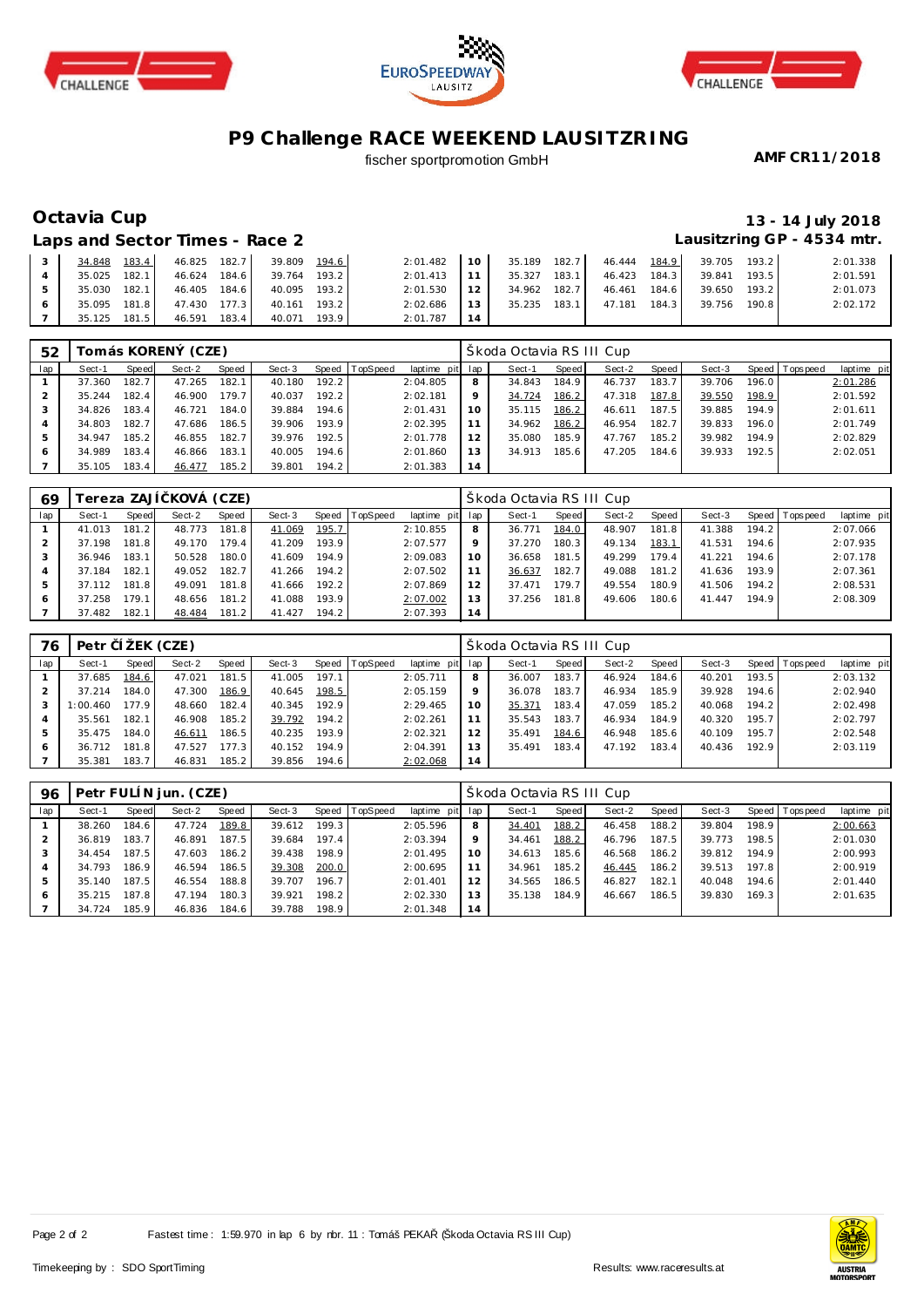# P9 Challenge RACE WEEKEND LAUSITZRING

fischer sportpromotion GmbH

**AMF CR11/2018**

## Octavia Cup

**13 - 14 July 2018**

### Laps and Sector Times - Race 2

**Lausitzring GP - 4534 mtr.**

| lap | Sect-1 | Speed | Sect-2 | Speed | Sect-3 | Speed | TopSpeed | laptime pit | lap | Sect-1 | Speed | Sect-2 | Speed | Sect-3 | Speed | Topspeed | laptime pit |
|---|---|---|---|---|---|---|---|---|---|---|---|---|---|---|---|---|---|
| 3 | 34.848 | 183.4 | 46.825 | 182.7 | 39.809 | 194.6 | | 2:01.482 | 10 | 35.189 | 182.7 | 46.444 | 184.9 | 39.705 | 193.2 | | 2:01.338 |
| 4 | 35.025 | 182.1 | 46.624 | 184.6 | 39.764 | 193.2 | | 2:01.413 | 11 | 35.327 | 183.1 | 46.423 | 184.3 | 39.841 | 193.5 | | 2:01.591 |
| 5 | 35.030 | 182.1 | 46.405 | 184.6 | 40.095 | 193.2 | | 2:01.530 | 12 | 34.962 | 182.7 | 46.461 | 184.6 | 39.650 | 193.2 | | 2:01.073 |
| 6 | 35.095 | 181.8 | 47.430 | 177.3 | 40.161 | 193.2 | | 2:02.686 | 13 | 35.235 | 183.1 | 47.181 | 184.3 | 39.756 | 190.8 | | 2:02.172 |
| 7 | 35.125 | 181.5 | 46.591 | 183.4 | 40.071 | 193.9 | | 2:01.787 | 14 | | | | | | | | |

**52 Tomás KORENÝ (CZE)** — Škoda Octavia RS III Cup

| lap | Sect-1 | Speed | Sect-2 | Speed | Sect-3 | Speed | TopSpeed | laptime pit | lap | Sect-1 | Speed | Sect-2 | Speed | Sect-3 | Speed | Topspeed | laptime pit |
|---|---|---|---|---|---|---|---|---|---|---|---|---|---|---|---|---|---|
| 1 | 37.360 | 182.7 | 47.265 | 182.1 | 40.180 | 192.2 | | 2:04.805 | 8 | 34.843 | 184.9 | 46.737 | 183.7 | 39.706 | 196.0 | | 2:01.286 |
| 2 | 35.244 | 182.4 | 46.900 | 179.7 | 40.037 | 192.2 | | 2:02.181 | 9 | 34.724 | 186.2 | 47.318 | 187.8 | 39.550 | 198.9 | | 2:01.592 |
| 3 | 34.826 | 183.4 | 46.721 | 184.0 | 39.884 | 194.6 | | 2:01.431 | 10 | 35.115 | 186.2 | 46.611 | 187.5 | 39.885 | 194.9 | | 2:01.611 |
| 4 | 34.803 | 182.7 | 47.686 | 186.5 | 39.906 | 193.9 | | 2:02.395 | 11 | 34.962 | 186.2 | 46.954 | 182.7 | 39.833 | 196.0 | | 2:01.749 |
| 5 | 34.947 | 185.2 | 46.855 | 182.7 | 39.976 | 192.5 | | 2:01.778 | 12 | 35.080 | 185.9 | 47.767 | 185.2 | 39.982 | 194.9 | | 2:02.829 |
| 6 | 34.989 | 183.4 | 46.866 | 183.1 | 40.005 | 194.6 | | 2:01.860 | 13 | 34.913 | 185.6 | 47.205 | 184.6 | 39.933 | 192.5 | | 2:02.051 |
| 7 | 35.105 | 183.4 | 46.477 | 185.2 | 39.801 | 194.2 | | 2:01.383 | 14 | | | | | | | | |

**69 Tereza ZAJÍČKOVÁ (CZE)** — Škoda Octavia RS III Cup

| lap | Sect-1 | Speed | Sect-2 | Speed | Sect-3 | Speed | TopSpeed | laptime pit | lap | Sect-1 | Speed | Sect-2 | Speed | Sect-3 | Speed | Topspeed | laptime pit |
|---|---|---|---|---|---|---|---|---|---|---|---|---|---|---|---|---|---|
| 1 | 41.013 | 181.2 | 48.773 | 181.8 | 41.069 | 195.7 | | 2:10.855 | 8 | 36.771 | 184.0 | 48.907 | 181.8 | 41.388 | 194.2 | | 2:07.066 |
| 2 | 37.198 | 181.8 | 49.170 | 179.4 | 41.209 | 193.9 | | 2:07.577 | 9 | 37.270 | 180.3 | 49.134 | 183.1 | 41.531 | 194.6 | | 2:07.935 |
| 3 | 36.946 | 183.1 | 50.528 | 180.0 | 41.609 | 194.9 | | 2:09.083 | 10 | 36.658 | 181.5 | 49.299 | 179.4 | 41.221 | 194.6 | | 2:07.178 |
| 4 | 37.184 | 182.1 | 49.052 | 182.7 | 41.266 | 194.2 | | 2:07.502 | 11 | 36.637 | 182.7 | 49.088 | 181.2 | 41.636 | 193.9 | | 2:07.361 |
| 5 | 37.112 | 181.8 | 49.091 | 181.8 | 41.666 | 192.2 | | 2:07.869 | 12 | 37.471 | 179.7 | 49.554 | 180.9 | 41.506 | 194.2 | | 2:08.531 |
| 6 | 37.258 | 179.1 | 48.656 | 181.2 | 41.088 | 193.9 | | 2:07.002 | 13 | 37.256 | 181.8 | 49.606 | 180.6 | 41.447 | 194.9 | | 2:08.309 |
| 7 | 37.482 | 182.1 | 48.484 | 181.2 | 41.427 | 194.2 | | 2:07.393 | 14 | | | | | | | | |

**76 Petr ČÍŽEK (CZE)** — Škoda Octavia RS III Cup

| lap | Sect-1 | Speed | Sect-2 | Speed | Sect-3 | Speed | TopSpeed | laptime pit | lap | Sect-1 | Speed | Sect-2 | Speed | Sect-3 | Speed | Topspeed | laptime pit |
|---|---|---|---|---|---|---|---|---|---|---|---|---|---|---|---|---|---|
| 1 | 37.685 | 184.6 | 47.021 | 181.5 | 41.005 | 197.1 | | 2:05.711 | 8 | 36.007 | 183.7 | 46.924 | 184.6 | 40.201 | 193.5 | | 2:03.132 |
| 2 | 37.214 | 184.0 | 47.300 | 186.9 | 40.645 | 198.5 | | 2:05.159 | 9 | 36.078 | 183.7 | 46.934 | 185.9 | 39.928 | 194.6 | | 2:02.940 |
| 3 | 1:00.460 | 177.9 | 48.660 | 182.4 | 40.345 | 192.9 | | 2:29.465 | 10 | 35.371 | 183.4 | 47.059 | 185.2 | 40.068 | 194.2 | | 2:02.498 |
| 4 | 35.561 | 182.1 | 46.908 | 185.2 | 39.792 | 194.2 | | 2:02.261 | 11 | 35.543 | 183.7 | 46.934 | 184.9 | 40.320 | 195.7 | | 2:02.797 |
| 5 | 35.475 | 184.0 | 46.611 | 186.5 | 40.235 | 193.9 | | 2:02.321 | 12 | 35.491 | 184.6 | 46.948 | 185.6 | 40.109 | 195.7 | | 2:02.548 |
| 6 | 36.712 | 181.8 | 47.527 | 177.3 | 40.152 | 194.9 | | 2:04.391 | 13 | 35.491 | 183.4 | 47.192 | 183.4 | 40.436 | 192.9 | | 2:03.119 |
| 7 | 35.381 | 183.7 | 46.831 | 185.2 | 39.856 | 194.6 | | 2:02.068 | 14 | | | | | | | | |

**96 Petr FULÍN jun. (CZE)** — Škoda Octavia RS III Cup

| lap | Sect-1 | Speed | Sect-2 | Speed | Sect-3 | Speed | TopSpeed | laptime pit | lap | Sect-1 | Speed | Sect-2 | Speed | Sect-3 | Speed | Topspeed | laptime pit |
|---|---|---|---|---|---|---|---|---|---|---|---|---|---|---|---|---|---|
| 1 | 38.260 | 184.6 | 47.724 | 189.8 | 39.612 | 199.3 | | 2:05.596 | 8 | 34.401 | 188.2 | 46.458 | 188.2 | 39.804 | 198.9 | | 2:00.663 |
| 2 | 36.819 | 183.7 | 46.891 | 187.5 | 39.684 | 197.4 | | 2:03.394 | 9 | 34.461 | 188.2 | 46.796 | 187.5 | 39.773 | 198.5 | | 2:01.030 |
| 3 | 34.454 | 187.5 | 47.603 | 186.2 | 39.438 | 198.9 | | 2:01.495 | 10 | 34.613 | 185.6 | 46.568 | 186.2 | 39.812 | 194.9 | | 2:00.993 |
| 4 | 34.793 | 186.9 | 46.594 | 186.5 | 39.308 | 200.0 | | 2:00.695 | 11 | 34.961 | 185.2 | 46.445 | 186.2 | 39.513 | 197.8 | | 2:00.919 |
| 5 | 35.140 | 187.5 | 46.554 | 188.8 | 39.707 | 196.7 | | 2:01.401 | 12 | 34.565 | 186.5 | 46.827 | 182.1 | 40.048 | 194.6 | | 2:01.440 |
| 6 | 35.215 | 187.8 | 47.194 | 180.3 | 39.921 | 198.2 | | 2:02.330 | 13 | 35.138 | 184.9 | 46.667 | 186.5 | 39.830 | 169.3 | | 2:01.635 |
| 7 | 34.724 | 185.9 | 46.836 | 184.6 | 39.788 | 198.9 | | 2:01.348 | 14 | | | | | | | | |

Fastest time : 1:59.970 in lap 6 by nbr. 11 : Tomáš PEKAŘ (Škoda Octavia RS III Cup)

Timekeeping by : SDO SportTiming

Results: www.raceresults.at